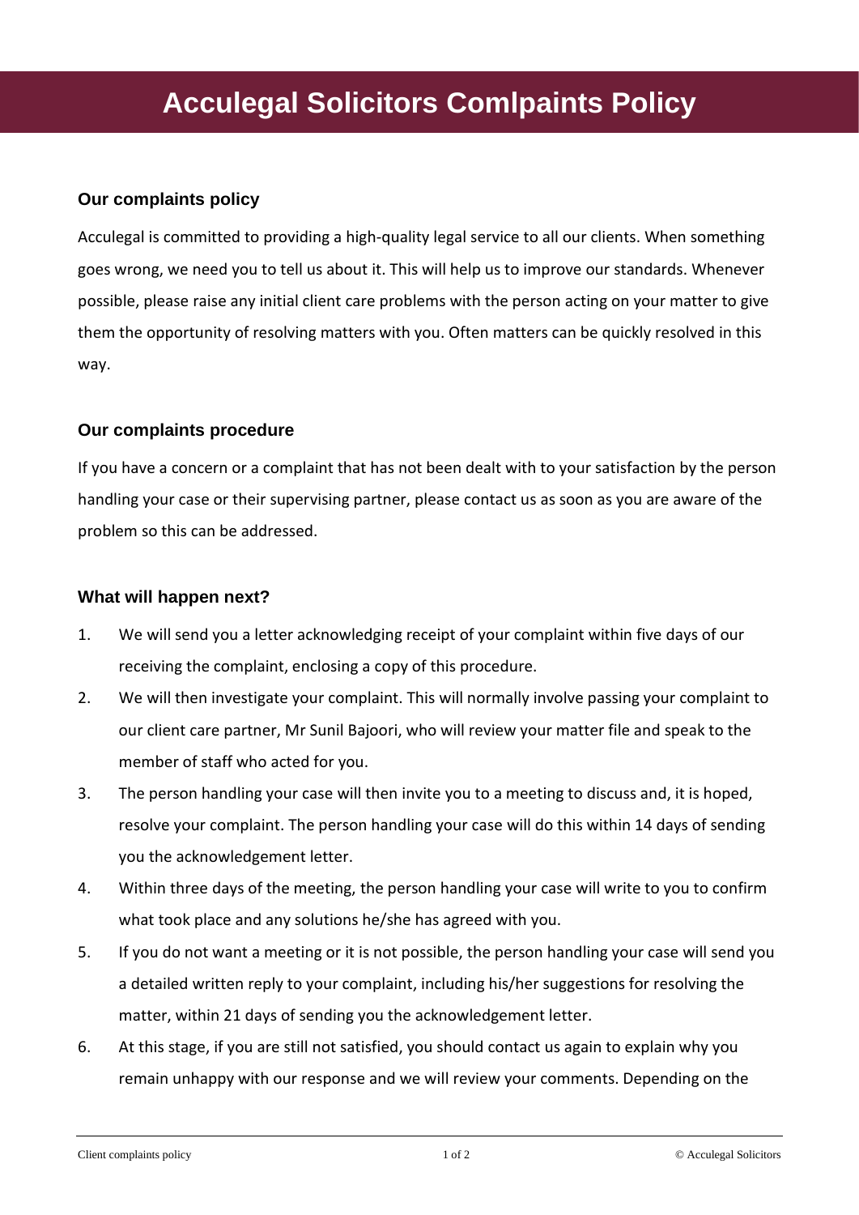# Acculegal Solicitors Comlpaints Policy

## Our complaints policy

Acculegal is committed to providing a high-quality legal service to all our clients. When something goes wrong, we need you to tell us about it. This will help us to improve our standards. Whenever possible, please raise any initial client care problems with the person acting on your matter to give them the opportunity of resolving matters with you. Often matters can be quickly resolved in this way.

## Our complaints procedure

If you have a concern or a complaint that has not been dealt with to your satisfaction by the person handling your case or their supervising partner, please contact us as soon as you are aware of the problem so this can be addressed.

## What will happen next?

1. We will send you a letter acknowledging receipt of your complaint within five days of our receiving the complaint, enclosing a copy of this procedure.
2. We will then investigate your complaint. This will normally involve passing your complaint to our client care partner, Mr Sunil Bajoori, who will review your matter file and speak to the member of staff who acted for you.
3. The person handling your case will then invite you to a meeting to discuss and, it is hoped, resolve your complaint. The person handling your case will do this within 14 days of sending you the acknowledgement letter.
4. Within three days of the meeting, the person handling your case will write to you to confirm what took place and any solutions he/she has agreed with you.
5. If you do not want a meeting or it is not possible, the person handling your case will send you a detailed written reply to your complaint, including his/her suggestions for resolving the matter, within 21 days of sending you the acknowledgement letter.
6. At this stage, if you are still not satisfied, you should contact us again to explain why you remain unhappy with our response and we will review your comments. Depending on the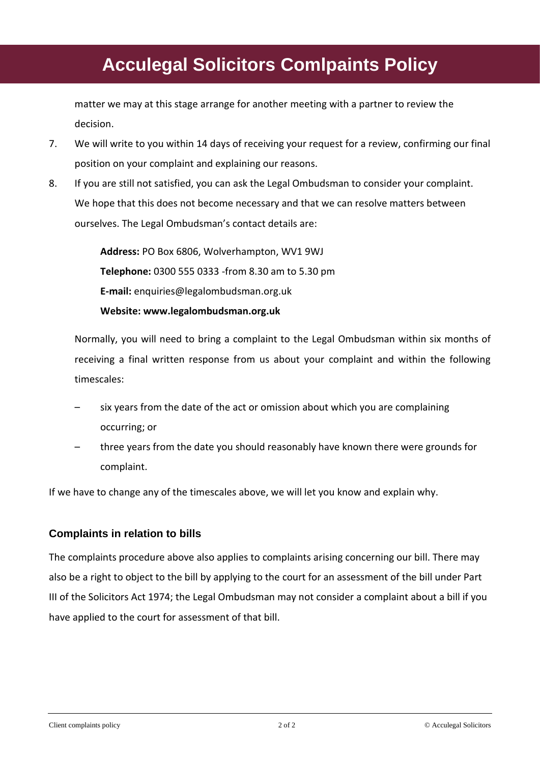matter we may at this stage arrange for another meeting with a partner to review the decision.

7. We will write to you within 14 days of receiving your request for a review, confirming our final position on your complaint and explaining our reasons.
8. If you are still not satisfied, you can ask the Legal Ombudsman to consider your complaint. We hope that this does not become necessary and that we can resolve matters between ourselves. The Legal Ombudsman's contact details are:

   **Address:** PO Box 6806, Wolverhampton, WV1 9WJ

   **Telephone:** 0300 555 0333 -from 8.30 am to 5.30 pm

   **E-mail:** enquiries@legalombudsman.org.uk

   **Website: www.legalombudsman.org.uk**

   Normally, you will need to bring a complaint to the Legal Ombudsman within six months of receiving a final written response from us about your complaint and within the following timescales:

   – six years from the date of the act or omission about which you are complaining occurring; or
   – three years from the date you should reasonably have known there were grounds for complaint.

If we have to change any of the timescales above, we will let you know and explain why.

### Complaints in relation to bills

The complaints procedure above also applies to complaints arising concerning our bill. There may also be a right to object to the bill by applying to the court for an assessment of the bill under Part III of the Solicitors Act 1974; the Legal Ombudsman may not consider a complaint about a bill if you have applied to the court for assessment of that bill.